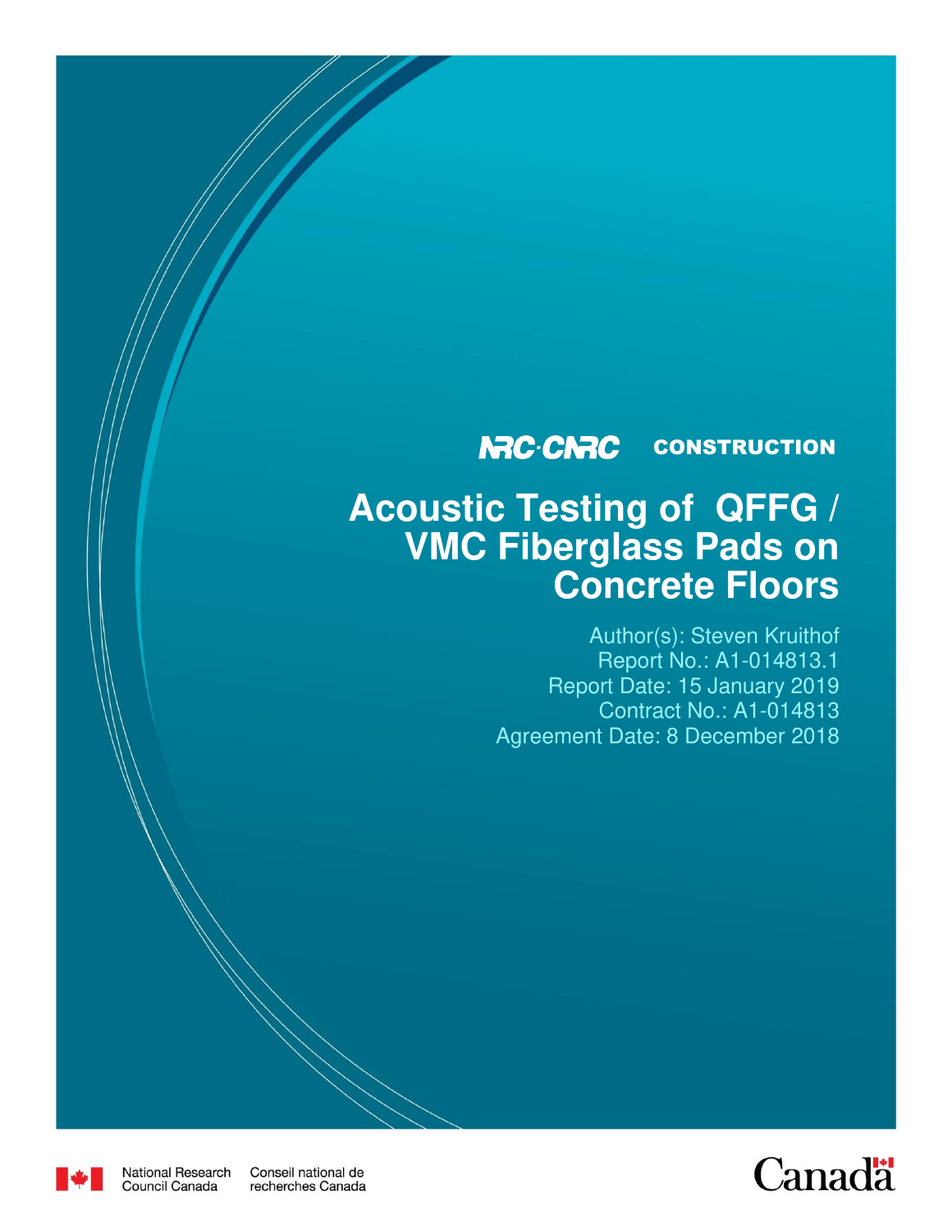NRC·CNRC CONSTRUCTION

# Acoustic Testing of QFFG / VMC Fiberglass Pads on Concrete Floors

Author(s): Steven Kruithof
Report No.: A1-014813.1
Report Date: 15 January 2019
Contract No.: A1-014813
Agreement Date: 8 December 2018

National Research Council Canada | Conseil national de recherches Canada

Canada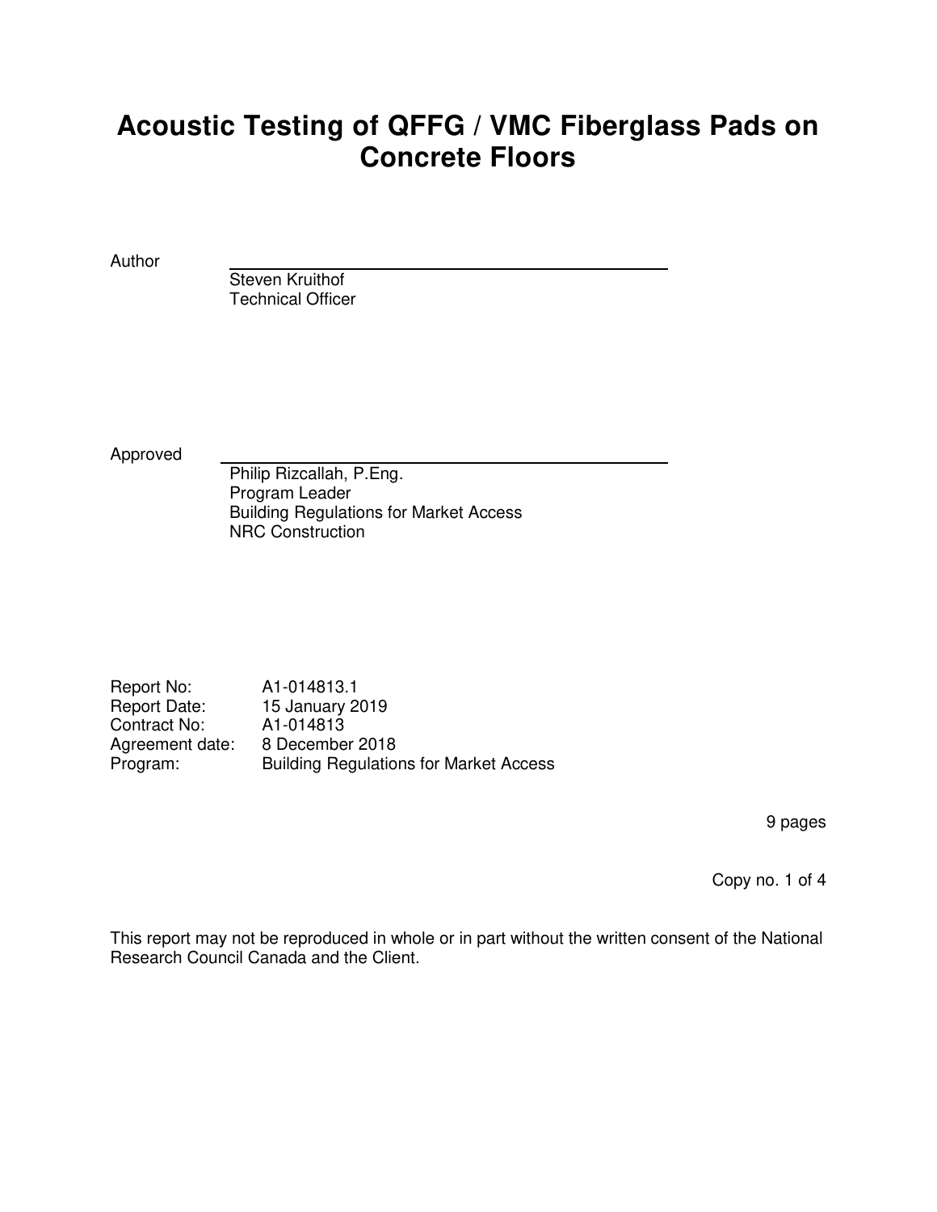# Acoustic Testing of QFFG / VMC Fiberglass Pads on Concrete Floors

Author

Steven Kruithof
Technical Officer

Approved

Philip Rizcallah, P.Eng.
Program Leader
Building Regulations for Market Access
NRC Construction

| | |
|---|---|
| Report No: | A1-014813.1 |
| Report Date: | 15 January 2019 |
| Contract No: | A1-014813 |
| Agreement date: | 8 December 2018 |
| Program: | Building Regulations for Market Access |

9 pages

Copy no. 1 of 4

This report may not be reproduced in whole or in part without the written consent of the National Research Council Canada and the Client.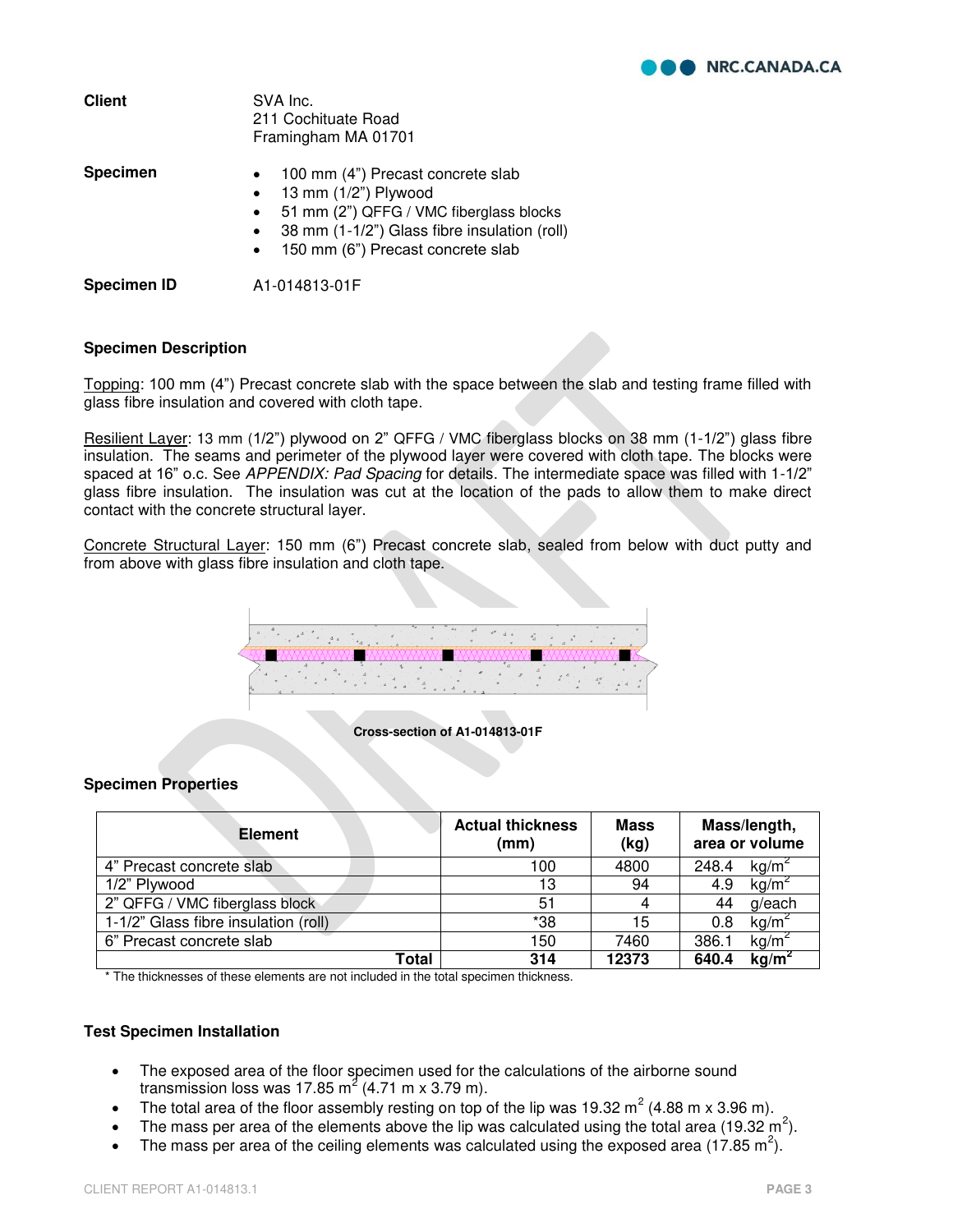**Client**

SVA Inc.
211 Cochituate Road
Framingham MA 01701

**Specimen**

- 100 mm (4”) Precast concrete slab
- 13 mm (1/2”) Plywood
- 51 mm (2”) QFFG / VMC fiberglass blocks
- 38 mm (1-1/2”) Glass fibre insulation (roll)
- 150 mm (6”) Precast concrete slab

**Specimen ID** A1-014813-01F

### Specimen Description

Topping: 100 mm (4”) Precast concrete slab with the space between the slab and testing frame filled with glass fibre insulation and covered with cloth tape.

Resilient Layer: 13 mm (1/2”) plywood on 2” QFFG / VMC fiberglass blocks on 38 mm (1-1/2”) glass fibre insulation. The seams and perimeter of the plywood layer were covered with cloth tape. The blocks were spaced at 16” o.c. See *APPENDIX: Pad Spacing* for details. The intermediate space was filled with 1-1/2” glass fibre insulation. The insulation was cut at the location of the pads to allow them to make direct contact with the concrete structural layer.

Concrete Structural Layer: 150 mm (6”) Precast concrete slab, sealed from below with duct putty and from above with glass fibre insulation and cloth tape.

**Cross-section of A1-014813-01F**

### Specimen Properties

| Element | Actual thickness (mm) | Mass (kg) | Mass/length, area or volume |
|---|---|---|---|
| 4” Precast concrete slab | 100 | 4800 | 248.4 kg/m² |
| 1/2” Plywood | 13 | 94 | 4.9 kg/m² |
| 2” QFFG / VMC fiberglass block | 51 | 4 | 44 g/each |
| 1-1/2” Glass fibre insulation (roll) | *38 | 15 | 0.8 kg/m² |
| 6” Precast concrete slab | 150 | 7460 | 386.1 kg/m² |
| **Total** | **314** | **12373** | **640.4 kg/m²** |

\* The thicknesses of these elements are not included in the total specimen thickness.

### Test Specimen Installation

- The exposed area of the floor specimen used for the calculations of the airborne sound transmission loss was 17.85 m² (4.71 m x 3.79 m).
- The total area of the floor assembly resting on top of the lip was 19.32 m² (4.88 m x 3.96 m).
- The mass per area of the elements above the lip was calculated using the total area (19.32 m²).
- The mass per area of the ceiling elements was calculated using the exposed area (17.85 m²).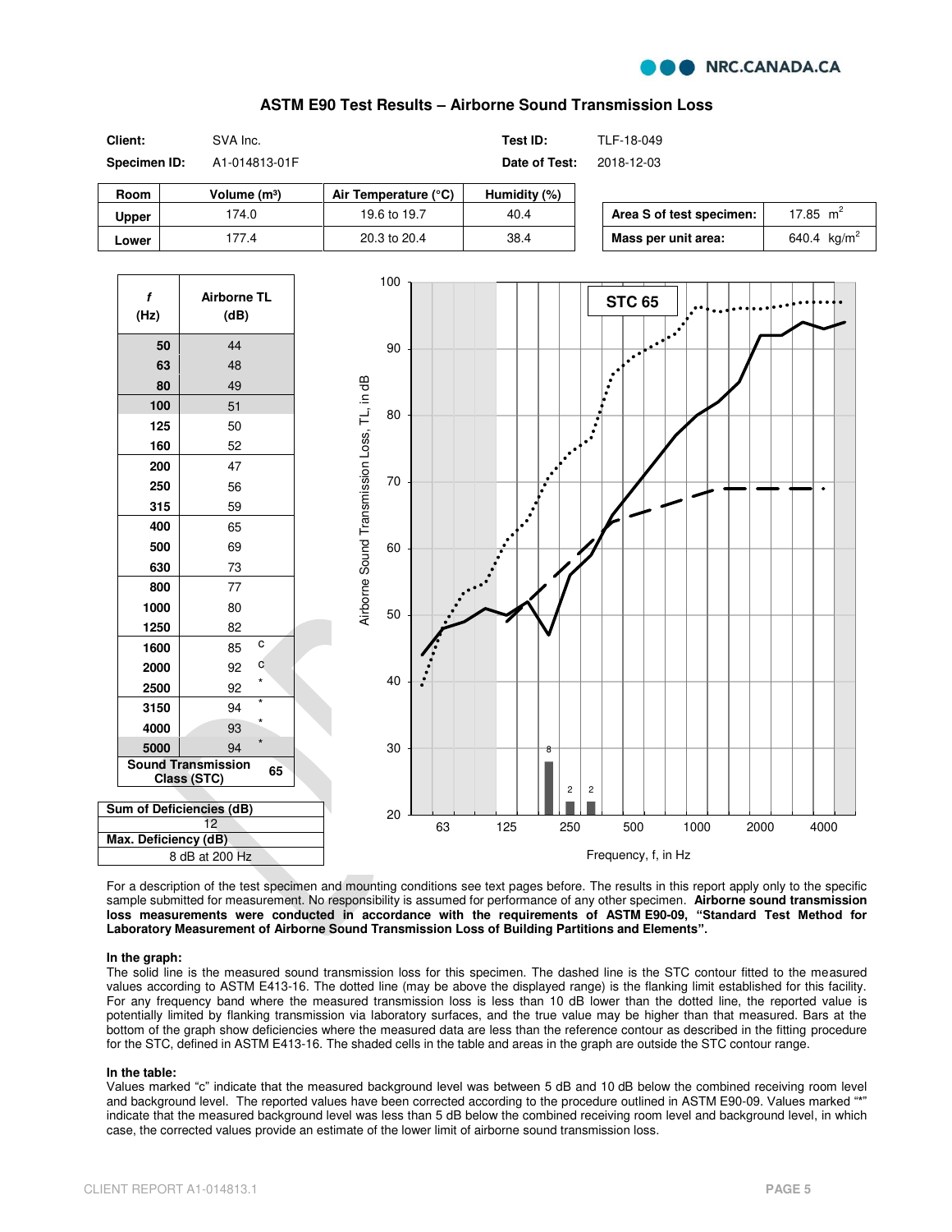## ASTM E90 Test Results – Airborne Sound Transmission Loss

| | | | |
|---|---|---|---|
| **Client:** | SVA Inc. | **Test ID:** | TLF-18-049 |
| **Specimen ID:** | A1-014813-01F | **Date of Test:** | 2018-12-03 |

| Room | Volume (m³) | Air Temperature (°C) | Humidity (%) |
|---|---|---|---|
| **Upper** | 174.0 | 19.6 to 19.7 | 40.4 |
| **Lower** | 177.4 | 20.3 to 20.4 | 38.4 |

| | |
|---|---|
| **Area S of test specimen:** | 17.85 m² |
| **Mass per unit area:** | 640.4 kg/m² |

| f (Hz) | Airborne TL (dB) |
|---|---|
| 50 | 44 |
| 63 | 48 |
| 80 | 49 |
| 100 | 51 |
| 125 | 50 |
| 160 | 52 |
| 200 | 47 |
| 250 | 56 |
| 315 | 59 |
| 400 | 65 |
| 500 | 69 |
| 630 | 73 |
| 800 | 77 |
| 1000 | 80 |
| 1250 | 82 |
| 1600 | 85 c |
| 2000 | 92 c |
| 2500 | 92 * |
| 3150 | 94 * |
| 4000 | 93 * |
| 5000 | 94 * |
| **Sound Transmission Class (STC)** | **65** |

| Sum of Deficiencies (dB) |
|---|
| 12 |
| **Max. Deficiency (dB)** |
| 8 dB at 200 Hz |

STC 65

Airborne Sound Transmission Loss, TL, in dB

Frequency, f, in Hz

For a description of the test specimen and mounting conditions see text pages before. The results in this report apply only to the specific sample submitted for measurement. No responsibility is assumed for performance of any other specimen. **Airborne sound transmission loss measurements were conducted in accordance with the requirements of ASTM E90-09, "Standard Test Method for Laboratory Measurement of Airborne Sound Transmission Loss of Building Partitions and Elements".**

**In the graph:**

The solid line is the measured sound transmission loss for this specimen. The dashed line is the STC contour fitted to the measured values according to ASTM E413-16. The dotted line (may be above the displayed range) is the flanking limit established for this facility. For any frequency band where the measured transmission loss is less than 10 dB lower than the dotted line, the reported value is potentially limited by flanking transmission via laboratory surfaces, and the true value may be higher than that measured. Bars at the bottom of the graph show deficiencies where the measured data are less than the reference contour as described in the fitting procedure for the STC, defined in ASTM E413-16. The shaded cells in the table and areas in the graph are outside the STC contour range.

**In the table:**

Values marked "c" indicate that the measured background level was between 5 dB and 10 dB below the combined receiving room level and background level. The reported values have been corrected according to the procedure outlined in ASTM E90-09. Values marked "*" indicate that the measured background level was less than 5 dB below the combined receiving room level and background level, in which case, the corrected values provide an estimate of the lower limit of airborne sound transmission loss.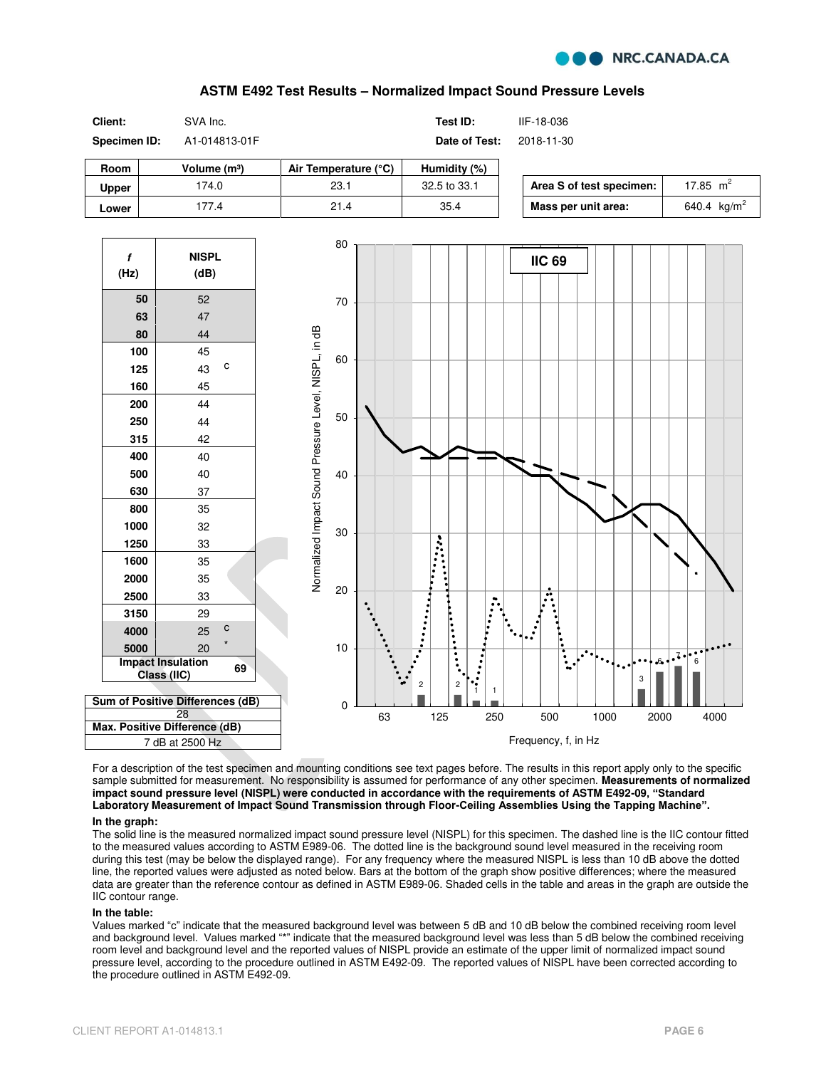## ASTM E492 Test Results – Normalized Impact Sound Pressure Levels

| | | | |
|---|---|---|---|
| **Client:** | SVA Inc. | **Test ID:** | IIF-18-036 |
| **Specimen ID:** | A1-014813-01F | **Date of Test:** | 2018-11-30 |

| Room | Volume (m³) | Air Temperature (°C) | Humidity (%) |
|---|---|---|---|
| **Upper** | 174.0 | 23.1 | 32.5 to 33.1 |
| **Lower** | 177.4 | 21.4 | 35.4 |

| | |
|---|---|
| **Area S of test specimen:** | 17.85 $m^2$ |
| **Mass per unit area:** | 640.4 $kg/m^2$ |

| *f* (Hz) | NISPL (dB) |
|---|---|
| **50** | 52 |
| **63** | 47 |
| **80** | 44 |
| **100** | 45 |
| **125** | 43 c |
| **160** | 45 |
| **200** | 44 |
| **250** | 44 |
| **315** | 42 |
| **400** | 40 |
| **500** | 40 |
| **630** | 37 |
| **800** | 35 |
| **1000** | 32 |
| **1250** | 33 |
| **1600** | 35 |
| **2000** | 35 |
| **2500** | 33 |
| **3150** | 29 |
| **4000** | 25 c |
| **5000** | 20 * |
| **Impact Insulation Class (IIC)** | **69** |

| Sum of Positive Differences (dB) |
|---|
| 28 |
| **Max. Positive Difference (dB)** |
| 7 dB at 2500 Hz |

For a description of the test specimen and mounting conditions see text pages before. The results in this report apply only to the specific sample submitted for measurement. No responsibility is assumed for performance of any other specimen. **Measurements of normalized impact sound pressure level (NISPL) were conducted in accordance with the requirements of ASTM E492-09, "Standard Laboratory Measurement of Impact Sound Transmission through Floor-Ceiling Assemblies Using the Tapping Machine".**

**In the graph:**

The solid line is the measured normalized impact sound pressure level (NISPL) for this specimen. The dashed line is the IIC contour fitted to the measured values according to ASTM E989-06. The dotted line is the background sound level measured in the receiving room during this test (may be below the displayed range). For any frequency where the measured NISPL is less than 10 dB above the dotted line, the reported values were adjusted as noted below. Bars at the bottom of the graph show positive differences; where the measured data are greater than the reference contour as defined in ASTM E989-06. Shaded cells in the table and areas in the graph are outside the IIC contour range.

**In the table:**

Values marked "c" indicate that the measured background level was between 5 dB and 10 dB below the combined receiving room level and background level. Values marked "*" indicate that the measured background level was less than 5 dB below the combined receiving room level and background level and the reported values of NISPL provide an estimate of the upper limit of normalized impact sound pressure level, according to the procedure outlined in ASTM E492-09. The reported values of NISPL have been corrected according to the procedure outlined in ASTM E492-09.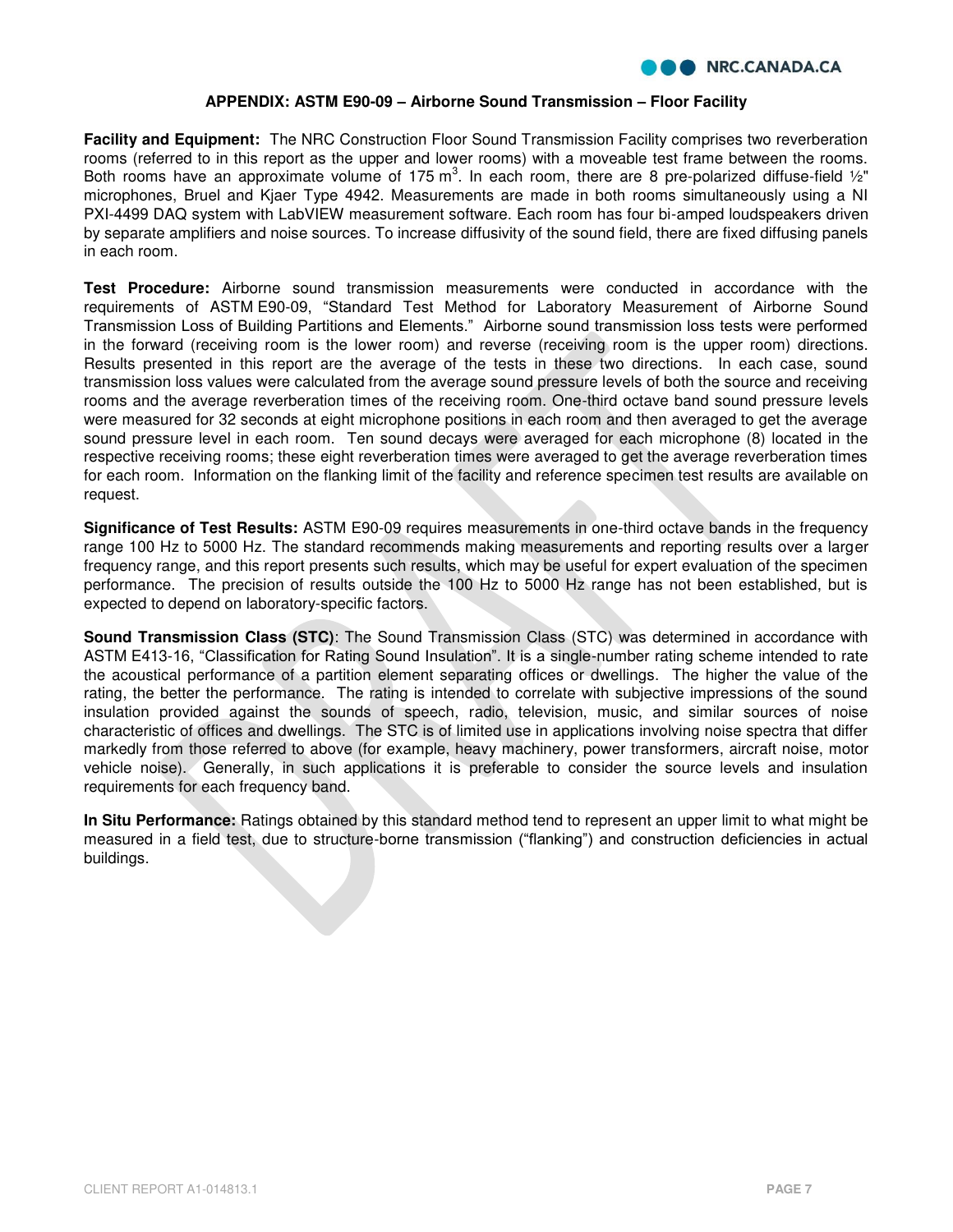## APPENDIX: ASTM E90-09 – Airborne Sound Transmission – Floor Facility

**Facility and Equipment:** The NRC Construction Floor Sound Transmission Facility comprises two reverberation rooms (referred to in this report as the upper and lower rooms) with a moveable test frame between the rooms. Both rooms have an approximate volume of 175 $m^3$. In each room, there are 8 pre-polarized diffuse-field ½" microphones, Bruel and Kjaer Type 4942. Measurements are made in both rooms simultaneously using a NI PXI-4499 DAQ system with LabVIEW measurement software. Each room has four bi-amped loudspeakers driven by separate amplifiers and noise sources. To increase diffusivity of the sound field, there are fixed diffusing panels in each room.

**Test Procedure:** Airborne sound transmission measurements were conducted in accordance with the requirements of ASTM E90-09, "Standard Test Method for Laboratory Measurement of Airborne Sound Transmission Loss of Building Partitions and Elements." Airborne sound transmission loss tests were performed in the forward (receiving room is the lower room) and reverse (receiving room is the upper room) directions. Results presented in this report are the average of the tests in these two directions. In each case, sound transmission loss values were calculated from the average sound pressure levels of both the source and receiving rooms and the average reverberation times of the receiving room. One-third octave band sound pressure levels were measured for 32 seconds at eight microphone positions in each room and then averaged to get the average sound pressure level in each room. Ten sound decays were averaged for each microphone (8) located in the respective receiving rooms; these eight reverberation times were averaged to get the average reverberation times for each room. Information on the flanking limit of the facility and reference specimen test results are available on request.

**Significance of Test Results:** ASTM E90-09 requires measurements in one-third octave bands in the frequency range 100 Hz to 5000 Hz. The standard recommends making measurements and reporting results over a larger frequency range, and this report presents such results, which may be useful for expert evaluation of the specimen performance. The precision of results outside the 100 Hz to 5000 Hz range has not been established, but is expected to depend on laboratory-specific factors.

**Sound Transmission Class (STC)**: The Sound Transmission Class (STC) was determined in accordance with ASTM E413-16, "Classification for Rating Sound Insulation". It is a single-number rating scheme intended to rate the acoustical performance of a partition element separating offices or dwellings. The higher the value of the rating, the better the performance. The rating is intended to correlate with subjective impressions of the sound insulation provided against the sounds of speech, radio, television, music, and similar sources of noise characteristic of offices and dwellings. The STC is of limited use in applications involving noise spectra that differ markedly from those referred to above (for example, heavy machinery, power transformers, aircraft noise, motor vehicle noise). Generally, in such applications it is preferable to consider the source levels and insulation requirements for each frequency band.

**In Situ Performance:** Ratings obtained by this standard method tend to represent an upper limit to what might be measured in a field test, due to structure-borne transmission ("flanking") and construction deficiencies in actual buildings.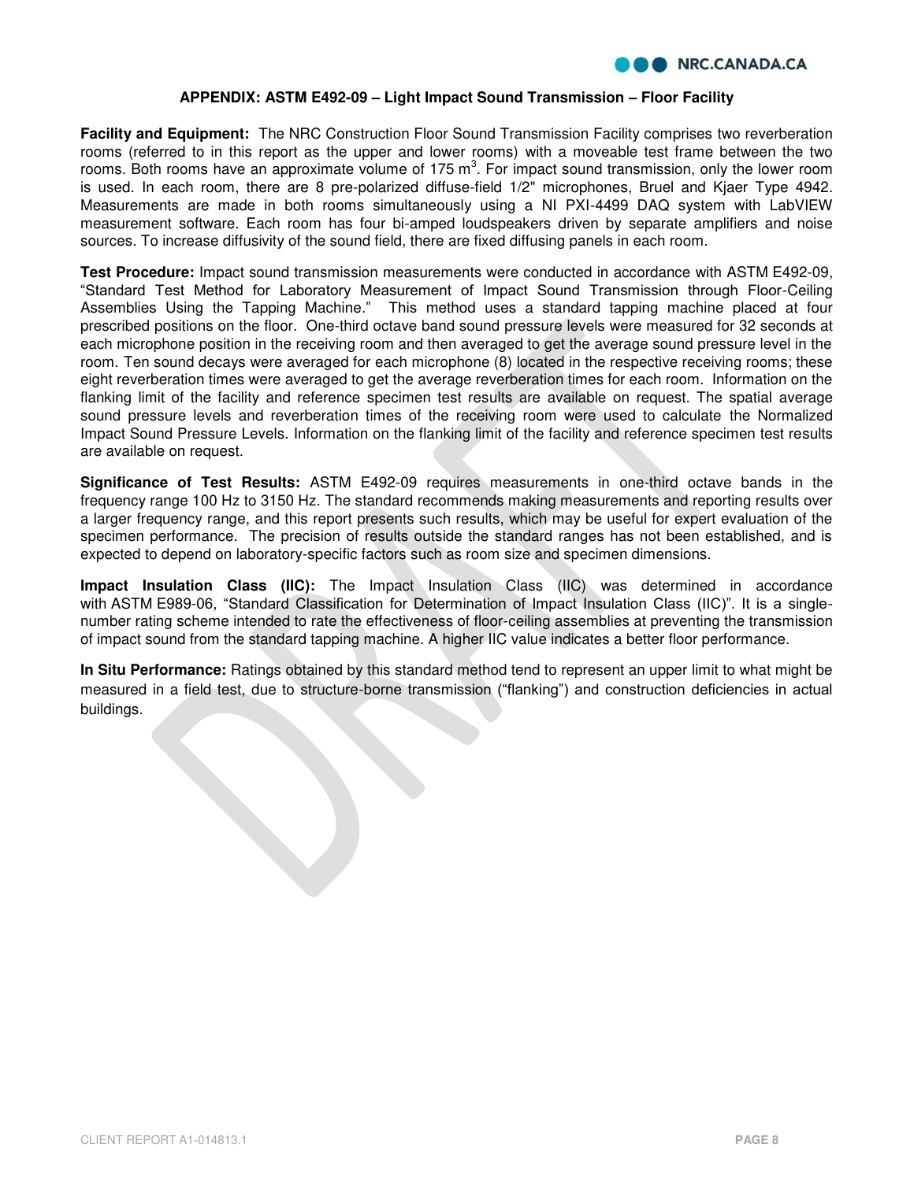## APPENDIX: ASTM E492-09 – Light Impact Sound Transmission – Floor Facility

**Facility and Equipment:** The NRC Construction Floor Sound Transmission Facility comprises two reverberation rooms (referred to in this report as the upper and lower rooms) with a moveable test frame between the two rooms. Both rooms have an approximate volume of 175 $m^3$. For impact sound transmission, only the lower room is used. In each room, there are 8 pre-polarized diffuse-field 1/2" microphones, Bruel and Kjaer Type 4942. Measurements are made in both rooms simultaneously using a NI PXI-4499 DAQ system with LabVIEW measurement software. Each room has four bi-amped loudspeakers driven by separate amplifiers and noise sources. To increase diffusivity of the sound field, there are fixed diffusing panels in each room.

**Test Procedure:** Impact sound transmission measurements were conducted in accordance with ASTM E492-09, "Standard Test Method for Laboratory Measurement of Impact Sound Transmission through Floor-Ceiling Assemblies Using the Tapping Machine." This method uses a standard tapping machine placed at four prescribed positions on the floor. One-third octave band sound pressure levels were measured for 32 seconds at each microphone position in the receiving room and then averaged to get the average sound pressure level in the room. Ten sound decays were averaged for each microphone (8) located in the respective receiving rooms; these eight reverberation times were averaged to get the average reverberation times for each room. Information on the flanking limit of the facility and reference specimen test results are available on request. The spatial average sound pressure levels and reverberation times of the receiving room were used to calculate the Normalized Impact Sound Pressure Levels. Information on the flanking limit of the facility and reference specimen test results are available on request.

**Significance of Test Results:** ASTM E492-09 requires measurements in one-third octave bands in the frequency range 100 Hz to 3150 Hz. The standard recommends making measurements and reporting results over a larger frequency range, and this report presents such results, which may be useful for expert evaluation of the specimen performance. The precision of results outside the standard ranges has not been established, and is expected to depend on laboratory-specific factors such as room size and specimen dimensions.

**Impact Insulation Class (IIC):** The Impact Insulation Class (IIC) was determined in accordance with ASTM E989-06, "Standard Classification for Determination of Impact Insulation Class (IIC)". It is a single-number rating scheme intended to rate the effectiveness of floor-ceiling assemblies at preventing the transmission of impact sound from the standard tapping machine. A higher IIC value indicates a better floor performance.

**In Situ Performance:** Ratings obtained by this standard method tend to represent an upper limit to what might be measured in a field test, due to structure-borne transmission ("flanking") and construction deficiencies in actual buildings.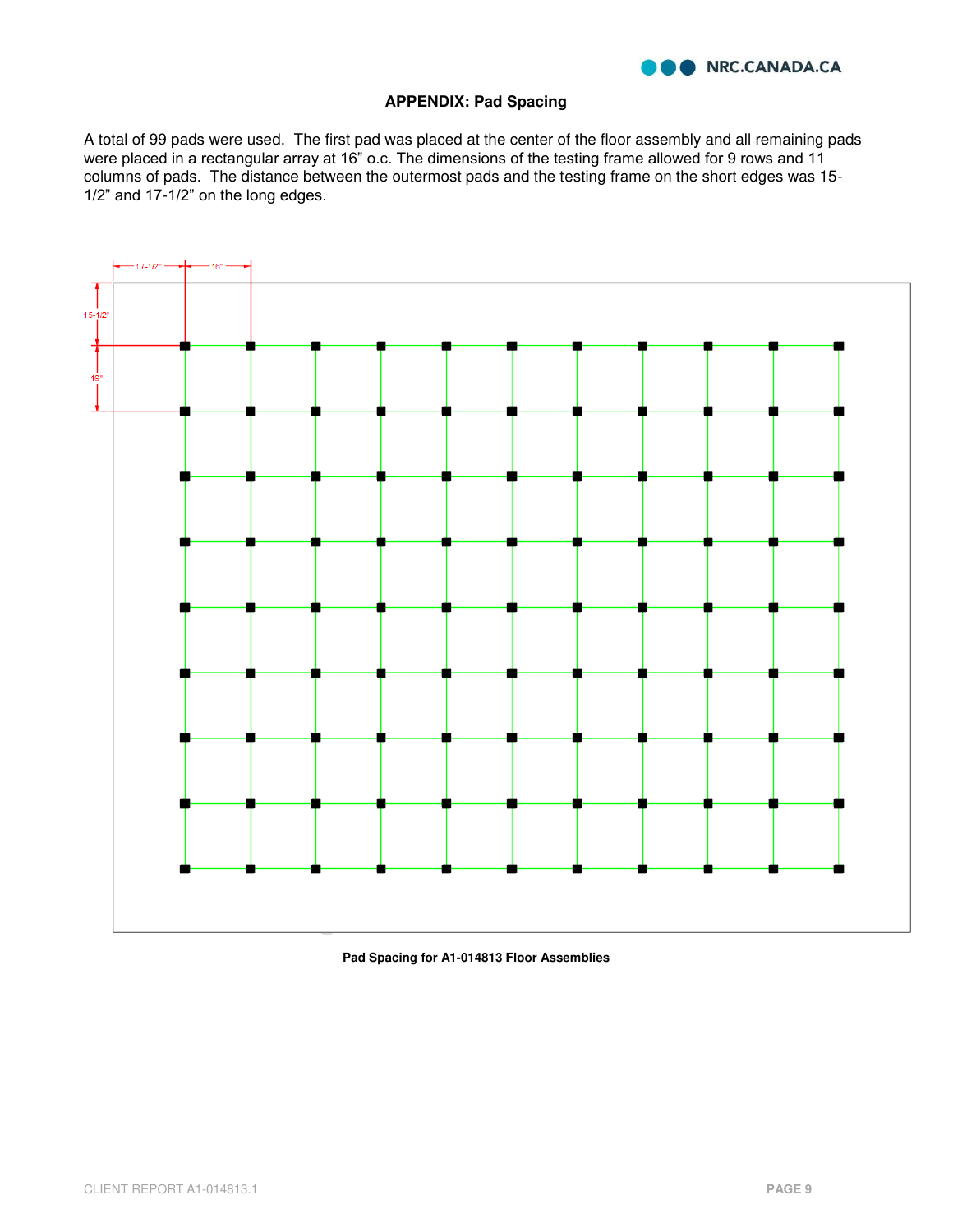## APPENDIX: Pad Spacing

A total of 99 pads were used. The first pad was placed at the center of the floor assembly and all remaining pads were placed in a rectangular array at 16” o.c. The dimensions of the testing frame allowed for 9 rows and 11 columns of pads. The distance between the outermost pads and the testing frame on the short edges was 15-1/2” and 17-1/2” on the long edges.

17-1/2"
16"
15-1/2"
16"

**Pad Spacing for A1-014813 Floor Assemblies**